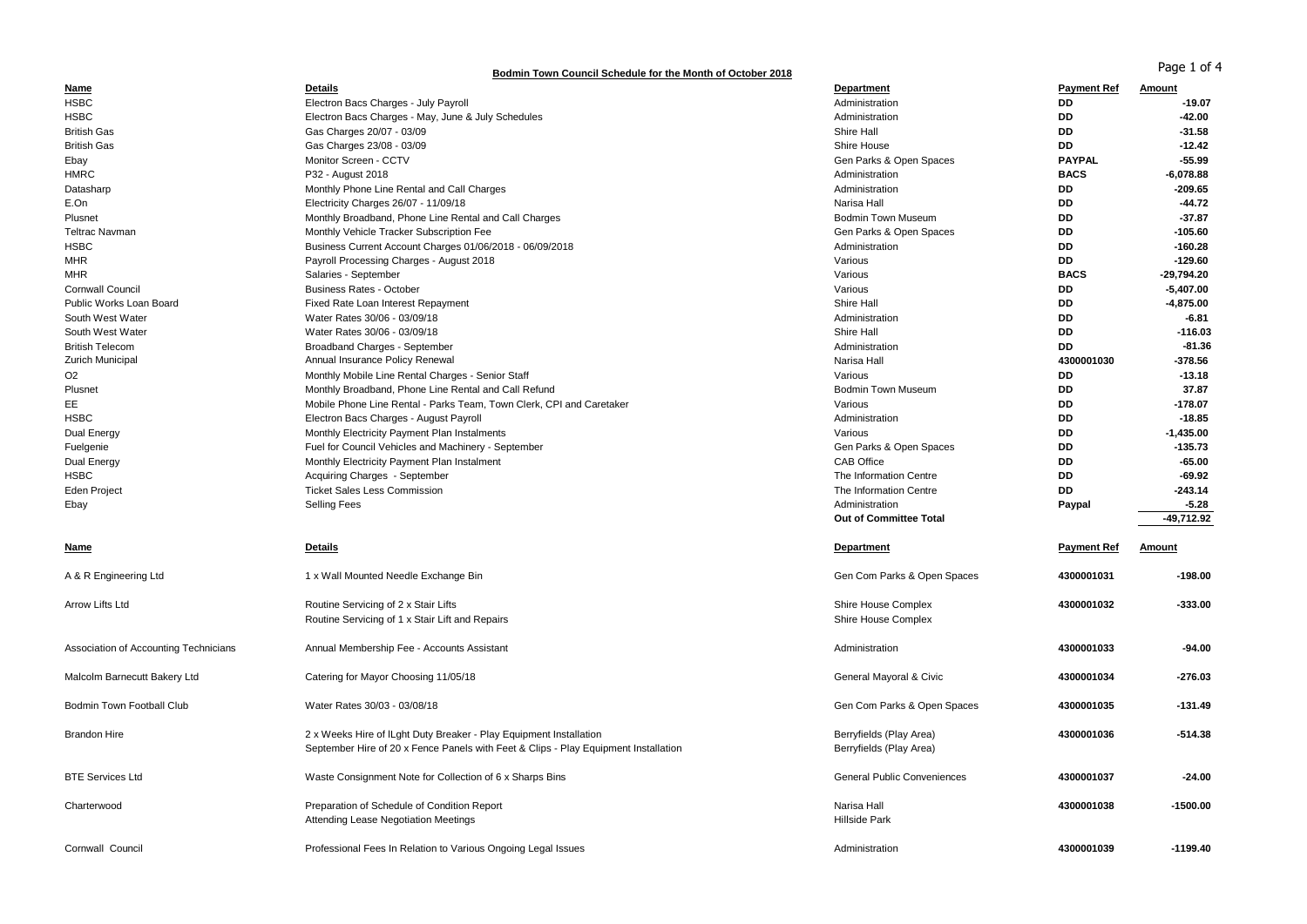**Bodmin Town Council Schedule for the Month of October 2018**

| Name | Details | Department | Payment Ref | Amount |
|---|---|---|---|---|
| HSBC | Electron Bacs Charges - July Payroll | Administration | **DD** | **-19.07** |
| HSBC | Electron Bacs Charges - May, June & July Schedules | Administration | **DD** | **-42.00** |
| British Gas | Gas Charges 20/07 - 03/09 | Shire Hall | **DD** | **-31.58** |
| British Gas | Gas Charges 23/08 - 03/09 | Shire House | **DD** | **-12.42** |
| Ebay | Monitor Screen - CCTV | Gen Parks & Open Spaces | **PAYPAL** | **-55.99** |
| HMRC | P32 - August 2018 | Administration | **BACS** | **-6,078.88** |
| Datasharp | Monthly Phone Line Rental and Call Charges | Administration | **DD** | **-209.65** |
| E.On | Electricity Charges 26/07 - 11/09/18 | Narisa Hall | **DD** | **-44.72** |
| Plusnet | Monthly Broadband, Phone Line Rental and Call Charges | Bodmin Town Museum | **DD** | **-37.87** |
| Teltrac Navman | Monthly Vehicle Tracker Subscription Fee | Gen Parks & Open Spaces | **DD** | **-105.60** |
| HSBC | Business Current Account Charges 01/06/2018 - 06/09/2018 | Administration | **DD** | **-160.28** |
| MHR | Payroll Processing Charges - August 2018 | Various | **DD** | **-129.60** |
| MHR | Salaries - September | Various | **BACS** | **-29,794.20** |
| Cornwall Council | Business Rates - October | Various | **DD** | **-5,407.00** |
| Public Works Loan Board | Fixed Rate Loan Interest Repayment | Shire Hall | **DD** | **-4,875.00** |
| South West Water | Water Rates 30/06 - 03/09/18 | Administration | **DD** | **-6.81** |
| South West Water | Water Rates 30/06 - 03/09/18 | Shire Hall | **DD** | **-116.03** |
| British Telecom | Broadband Charges - September | Administration | **DD** | **-81.36** |
| Zurich Municipal | Annual Insurance Policy Renewal | Narisa Hall | **4300001030** | **-378.56** |
| O2 | Monthly Mobile Line Rental Charges - Senior Staff | Various | **DD** | **-13.18** |
| Plusnet | Monthly Broadband, Phone Line Rental and Call Refund | Bodmin Town Museum | **DD** | **37.87** |
| EE | Mobile Phone Line Rental - Parks Team, Town Clerk, CPI and Caretaker | Various | **DD** | **-178.07** |
| HSBC | Electron Bacs Charges - August Payroll | Administration | **DD** | **-18.85** |
| Dual Energy | Monthly Electricity Payment Plan Instalments | Various | **DD** | **-1,435.00** |
| Fuelgenie | Fuel for Council Vehicles and Machinery - September | Gen Parks & Open Spaces | **DD** | **-135.73** |
| Dual Energy | Monthly Electricity Payment Plan Instalment | CAB Office | **DD** | **-65.00** |
| HSBC | Acquiring Charges - September | The Information Centre | **DD** | **-69.92** |
| Eden Project | Ticket Sales Less Commission | The Information Centre | **DD** | **-243.14** |
| Ebay | Selling Fees | Administration | **Paypal** | **-5.28** |
| | | **Out of Committee Total** | | **-49,712.92** |

| Name | Details | Department | Payment Ref | Amount |
|---|---|---|---|---|
| A & R Engineering Ltd | 1 x Wall Mounted Needle Exchange Bin | Gen Com Parks & Open Spaces | **4300001031** | **-198.00** |
| Arrow Lifts Ltd | Routine Servicing of 2 x Stair Lifts | Shire House Complex | **4300001032** | **-333.00** |
| | Routine Servicing of 1 x Stair Lift and Repairs | Shire House Complex | | |
| Association of Accounting Technicians | Annual Membership Fee - Accounts Assistant | Administration | **4300001033** | **-94.00** |
| Malcolm Barnecutt Bakery Ltd | Catering for Mayor Choosing 11/05/18 | General Mayoral & Civic | **4300001034** | **-276.03** |
| Bodmin Town Football Club | Water Rates 30/03 - 03/08/18 | Gen Com Parks & Open Spaces | **4300001035** | **-131.49** |
| Brandon Hire | 2 x Weeks Hire of lLght Duty Breaker - Play Equipment Installation | Berryfields (Play Area) | **4300001036** | **-514.38** |
| | September Hire of 20 x Fence Panels with Feet & Clips - Play Equipment Installation | Berryfields (Play Area) | | |
| BTE Services Ltd | Waste Consignment Note for Collection of 6 x Sharps Bins | General Public Conveniences | **4300001037** | **-24.00** |
| Charterwood | Preparation of Schedule of Condition Report | Narisa Hall | **4300001038** | **-1500.00** |
| | Attending Lease Negotiation Meetings | Hillside Park | | |
| Cornwall Council | Professional Fees In Relation to Various Ongoing Legal Issues | Administration | **4300001039** | **-1199.40** |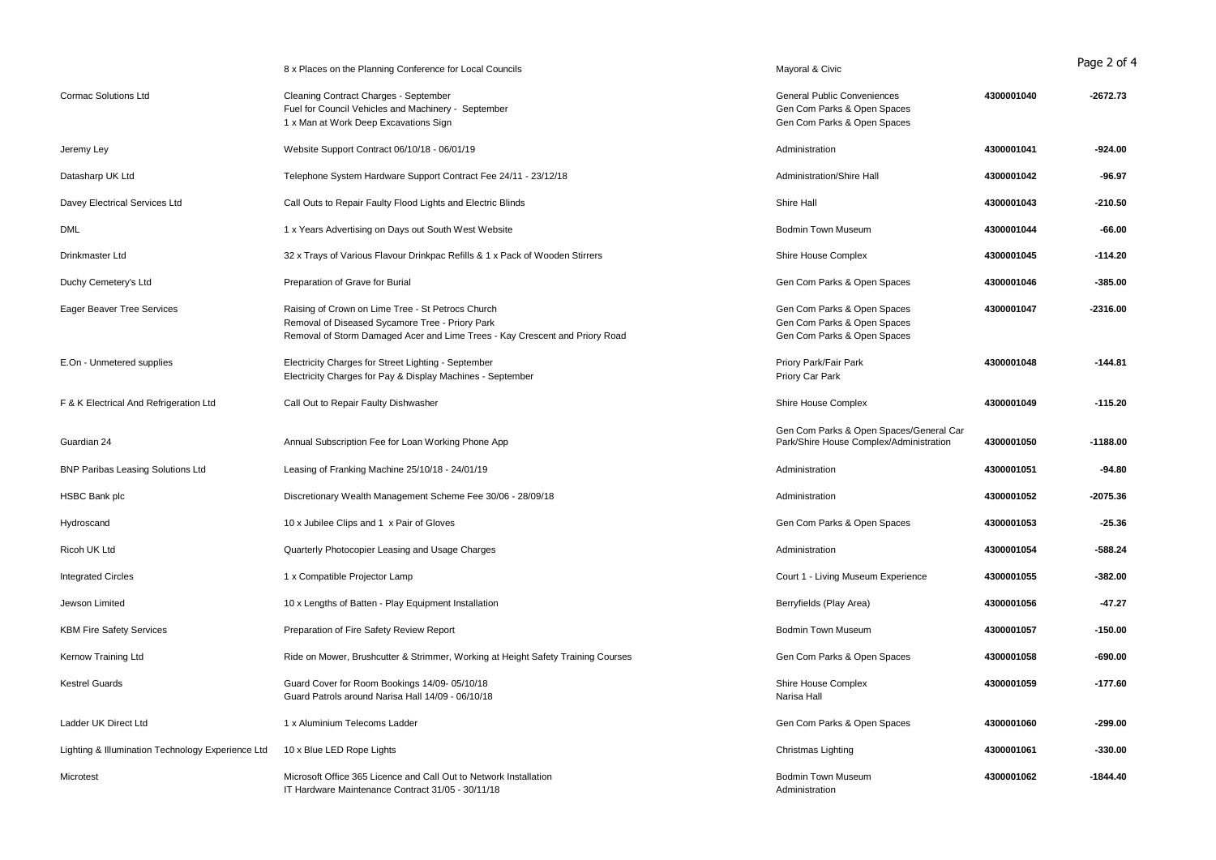| | | | | |
|---|---|---|---|---|
| | 8 x Places on the Planning Conference for Local Councils | Mayoral & Civic | | |
| Cormac Solutions Ltd | Cleaning Contract Charges - September<br>Fuel for Council Vehicles and Machinery - September<br>1 x Man at Work Deep Excavations Sign | General Public Conveniences<br>Gen Com Parks & Open Spaces<br>Gen Com Parks & Open Spaces | **4300001040** | **-2672.73** |
| Jeremy Ley | Website Support Contract 06/10/18 - 06/01/19 | Administration | **4300001041** | **-924.00** |
| Datasharp UK Ltd | Telephone System Hardware Support Contract Fee 24/11 - 23/12/18 | Administration/Shire Hall | **4300001042** | **-96.97** |
| Davey Electrical Services Ltd | Call Outs to Repair Faulty Flood Lights and Electric Blinds | Shire Hall | **4300001043** | **-210.50** |
| DML | 1 x Years Advertising on Days out South West Website | Bodmin Town Museum | **4300001044** | **-66.00** |
| Drinkmaster Ltd | 32 x Trays of Various Flavour Drinkpac Refills & 1 x Pack of Wooden Stirrers | Shire House Complex | **4300001045** | **-114.20** |
| Duchy Cemetery's Ltd | Preparation of Grave for Burial | Gen Com Parks & Open Spaces | **4300001046** | **-385.00** |
| Eager Beaver Tree Services | Raising of Crown on Lime Tree - St Petrocs Church<br>Removal of Diseased Sycamore Tree - Priory Park<br>Removal of Storm Damaged Acer and Lime Trees - Kay Crescent and Priory Road | Gen Com Parks & Open Spaces<br>Gen Com Parks & Open Spaces<br>Gen Com Parks & Open Spaces | **4300001047** | **-2316.00** |
| E.On - Unmetered supplies | Electricity Charges for Street Lighting - September<br>Electricity Charges for Pay & Display Machines - September | Priory Park/Fair Park<br>Priory Car Park | **4300001048** | **-144.81** |
| F & K Electrical And Refrigeration Ltd | Call Out to Repair Faulty Dishwasher | Shire House Complex | **4300001049** | **-115.20** |
| Guardian 24 | Annual Subscription Fee for Loan Working Phone App | Gen Com Parks & Open Spaces/General Car Park/Shire House Complex/Administration | **4300001050** | **-1188.00** |
| BNP Paribas Leasing Solutions Ltd | Leasing of Franking Machine 25/10/18 - 24/01/19 | Administration | **4300001051** | **-94.80** |
| HSBC Bank plc | Discretionary Wealth Management Scheme Fee 30/06 - 28/09/18 | Administration | **4300001052** | **-2075.36** |
| Hydroscand | 10 x Jubilee Clips and 1 x Pair of Gloves | Gen Com Parks & Open Spaces | **4300001053** | **-25.36** |
| Ricoh UK Ltd | Quarterly Photocopier Leasing and Usage Charges | Administration | **4300001054** | **-588.24** |
| Integrated Circles | 1 x Compatible Projector Lamp | Court 1 - Living Museum Experience | **4300001055** | **-382.00** |
| Jewson Limited | 10 x Lengths of Batten - Play Equipment Installation | Berryfields (Play Area) | **4300001056** | **-47.27** |
| KBM Fire Safety Services | Preparation of Fire Safety Review Report | Bodmin Town Museum | **4300001057** | **-150.00** |
| Kernow Training Ltd | Ride on Mower, Brushcutter & Strimmer, Working at Height Safety Training Courses | Gen Com Parks & Open Spaces | **4300001058** | **-690.00** |
| Kestrel Guards | Guard Cover for Room Bookings 14/09- 05/10/18<br>Guard Patrols around Narisa Hall 14/09 - 06/10/18 | Shire House Complex<br>Narisa Hall | **4300001059** | **-177.60** |
| Ladder UK Direct Ltd | 1 x Aluminium Telecoms Ladder | Gen Com Parks & Open Spaces | **4300001060** | **-299.00** |
| Lighting & Illumination Technology Experience Ltd | 10 x Blue LED Rope Lights | Christmas Lighting | **4300001061** | **-330.00** |
| Microtest | Microsoft Office 365 Licence and Call Out to Network Installation<br>IT Hardware Maintenance Contract 31/05 - 30/11/18 | Bodmin Town Museum<br>Administration | **4300001062** | **-1844.40** |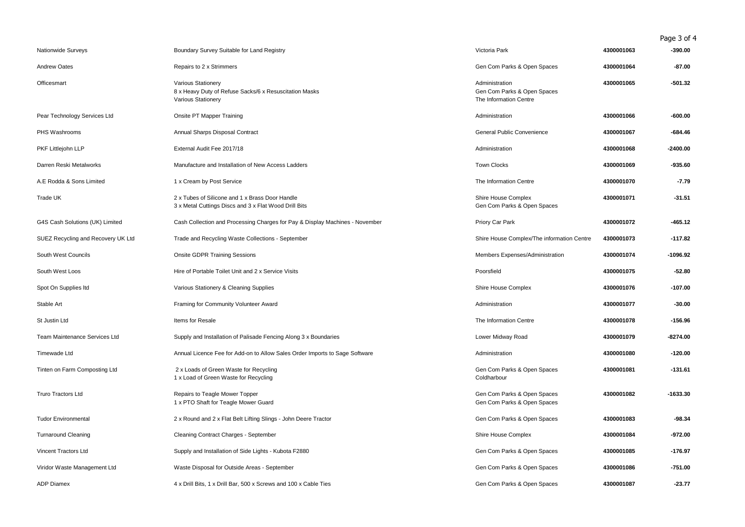| | | | | |
|---|---|---|---|---|
| Nationwide Surveys | Boundary Survey Suitable for Land Registry | Victoria Park | **4300001063** | **-390.00** |
| Andrew Oates | Repairs to 2 x Strimmers | Gen Com Parks & Open Spaces | **4300001064** | **-87.00** |
| Officesmart | Various Stationery<br>8 x Heavy Duty of Refuse Sacks/6 x Resuscitation Masks<br>Various Stationery | Administration<br>Gen Com Parks & Open Spaces<br>The Information Centre | **4300001065** | **-501.32** |
| Pear Technology Services Ltd | Onsite PT Mapper Training | Administration | **4300001066** | **-600.00** |
| PHS Washrooms | Annual Sharps Disposal Contract | General Public Convenience | **4300001067** | **-684.46** |
| PKF Littlejohn LLP | External Audit Fee 2017/18 | Administration | **4300001068** | **-2400.00** |
| Darren Reski Metalworks | Manufacture and Installation of New Access Ladders | Town Clocks | **4300001069** | **-935.60** |
| A.E Rodda & Sons Limited | 1 x Cream by Post Service | The Information Centre | **4300001070** | **-7.79** |
| Trade UK | 2 x Tubes of Silicone and 1 x Brass Door Handle<br>3 x Metal Cuttings Discs and 3 x Flat Wood Drill Bits | Shire House Complex<br>Gen Com Parks & Open Spaces | **4300001071** | **-31.51** |
| G4S Cash Solutions (UK) Limited | Cash Collection and Processing Charges for Pay & Display Machines - November | Priory Car Park | **4300001072** | **-465.12** |
| SUEZ Recycling and Recovery UK Ltd | Trade and Recycling Waste Collections - September | Shire House Complex/The information Centre | **4300001073** | **-117.82** |
| South West Councils | Onsite GDPR Training Sessions | Members Expenses/Administration | **4300001074** | **-1096.92** |
| South West Loos | Hire of Portable Toilet Unit and 2 x Service Visits | Poorsfield | **4300001075** | **-52.80** |
| Spot On Supplies ltd | Various Stationery & Cleaning Supplies | Shire House Complex | **4300001076** | **-107.00** |
| Stable Art | Framing for Community Volunteer Award | Administration | **4300001077** | **-30.00** |
| St Justin Ltd | Items for Resale | The Information Centre | **4300001078** | **-156.96** |
| Team Maintenance Services Ltd | Supply and Installation of Palisade Fencing Along 3 x Boundaries | Lower Midway Road | **4300001079** | **-8274.00** |
| Timewade Ltd | Annual Licence Fee for Add-on to Allow Sales Order Imports to Sage Software | Administration | **4300001080** | **-120.00** |
| Tinten on Farm Composting Ltd | 2 x Loads of Green Waste for Recycling<br>1 x Load of Green Waste for Recycling | Gen Com Parks & Open Spaces<br>Coldharbour | **4300001081** | **-131.61** |
| Truro Tractors Ltd | Repairs to Teagle Mower Topper<br>1 x PTO Shaft for Teagle Mower Guard | Gen Com Parks & Open Spaces<br>Gen Com Parks & Open Spaces | **4300001082** | **-1633.30** |
| Tudor Environmental | 2 x Round and 2 x Flat Belt Lifting Slings - John Deere Tractor | Gen Com Parks & Open Spaces | **4300001083** | **-98.34** |
| Turnaround Cleaning | Cleaning Contract Charges - September | Shire House Complex | **4300001084** | **-972.00** |
| Vincent Tractors Ltd | Supply and Installation of Side Lights - Kubota F2880 | Gen Com Parks & Open Spaces | **4300001085** | **-176.97** |
| Viridor Waste Management Ltd | Waste Disposal for Outside Areas - September | Gen Com Parks & Open Spaces | **4300001086** | **-751.00** |
| ADP Diamex | 4 x Drill Bits, 1 x Drill Bar, 500 x Screws and 100 x Cable Ties | Gen Com Parks & Open Spaces | **4300001087** | **-23.77** |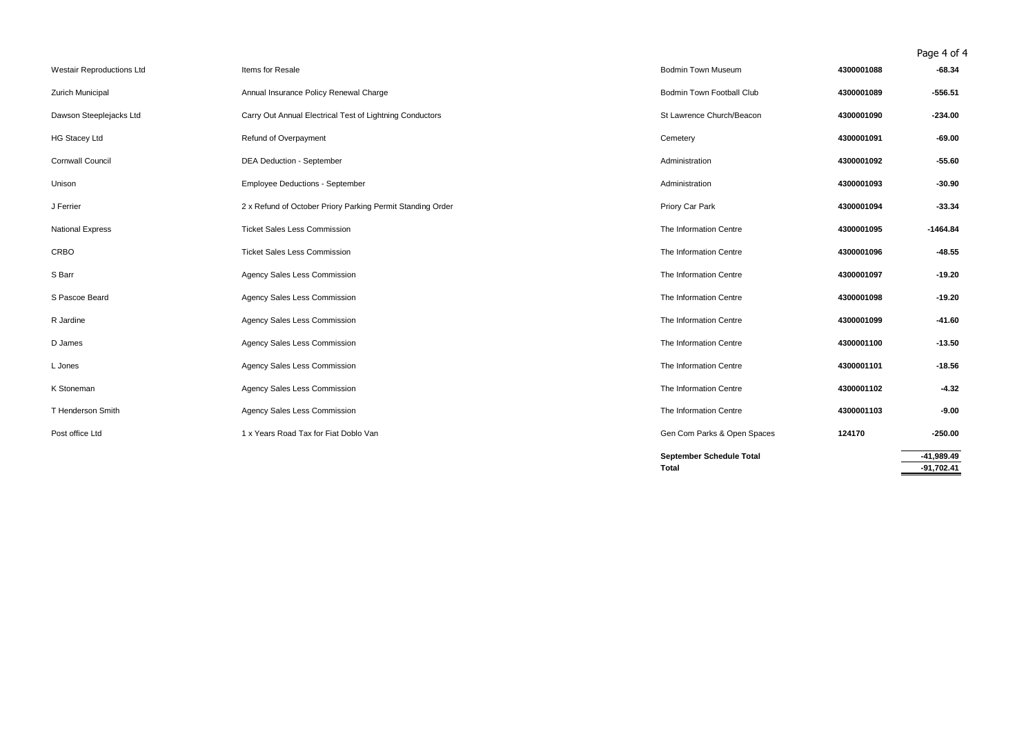| | | | | |
|---|---|---|---|---|
| Westair Reproductions Ltd | Items for Resale | Bodmin Town Museum | **4300001088** | **-68.34** |
| Zurich Municipal | Annual Insurance Policy Renewal Charge | Bodmin Town Football Club | **4300001089** | **-556.51** |
| Dawson Steeplejacks Ltd | Carry Out Annual Electrical Test of Lightning Conductors | St Lawrence Church/Beacon | **4300001090** | **-234.00** |
| HG Stacey Ltd | Refund of Overpayment | Cemetery | **4300001091** | **-69.00** |
| Cornwall Council | DEA Deduction - September | Administration | **4300001092** | **-55.60** |
| Unison | Employee Deductions - September | Administration | **4300001093** | **-30.90** |
| J Ferrier | 2 x Refund of October Priory Parking Permit Standing Order | Priory Car Park | **4300001094** | **-33.34** |
| National Express | Ticket Sales Less Commission | The Information Centre | **4300001095** | **-1464.84** |
| CRBO | Ticket Sales Less Commission | The Information Centre | **4300001096** | **-48.55** |
| S Barr | Agency Sales Less Commission | The Information Centre | **4300001097** | **-19.20** |
| S Pascoe Beard | Agency Sales Less Commission | The Information Centre | **4300001098** | **-19.20** |
| R Jardine | Agency Sales Less Commission | The Information Centre | **4300001099** | **-41.60** |
| D James | Agency Sales Less Commission | The Information Centre | **4300001100** | **-13.50** |
| L Jones | Agency Sales Less Commission | The Information Centre | **4300001101** | **-18.56** |
| K Stoneman | Agency Sales Less Commission | The Information Centre | **4300001102** | **-4.32** |
| T Henderson Smith | Agency Sales Less Commission | The Information Centre | **4300001103** | **-9.00** |
| Post office Ltd | 1 x Years Road Tax for Fiat Doblo Van | Gen Com Parks & Open Spaces | **124170** | **-250.00** |
| | | **September Schedule Total** | | **-41,989.49** |
| | | **Total** | | **-91,702.41** |